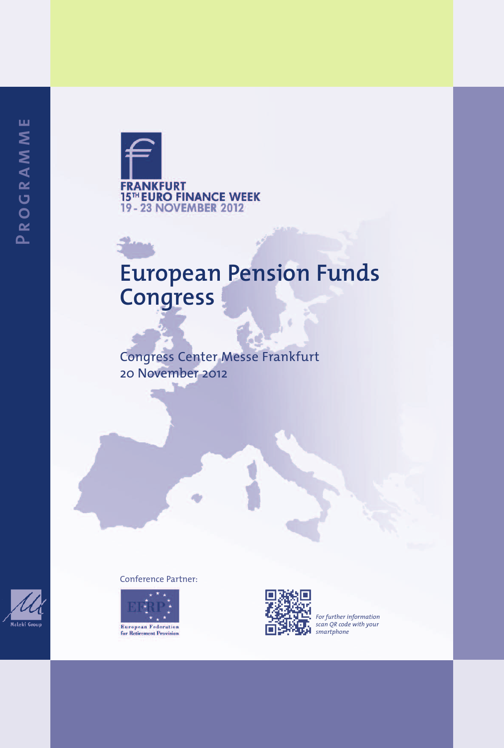PROGRAMME

FRANKFURT
15TH EURO FINANCE WEEK
19 - 23 NOVEMBER 2012

# European Pension Funds Congress

Congress Center Messe Frankfurt
20 November 2012

Conference Partner:

EFRP
European Federation for Retirement Provision

*For further information scan QR code with your smartphone*

Maleki Group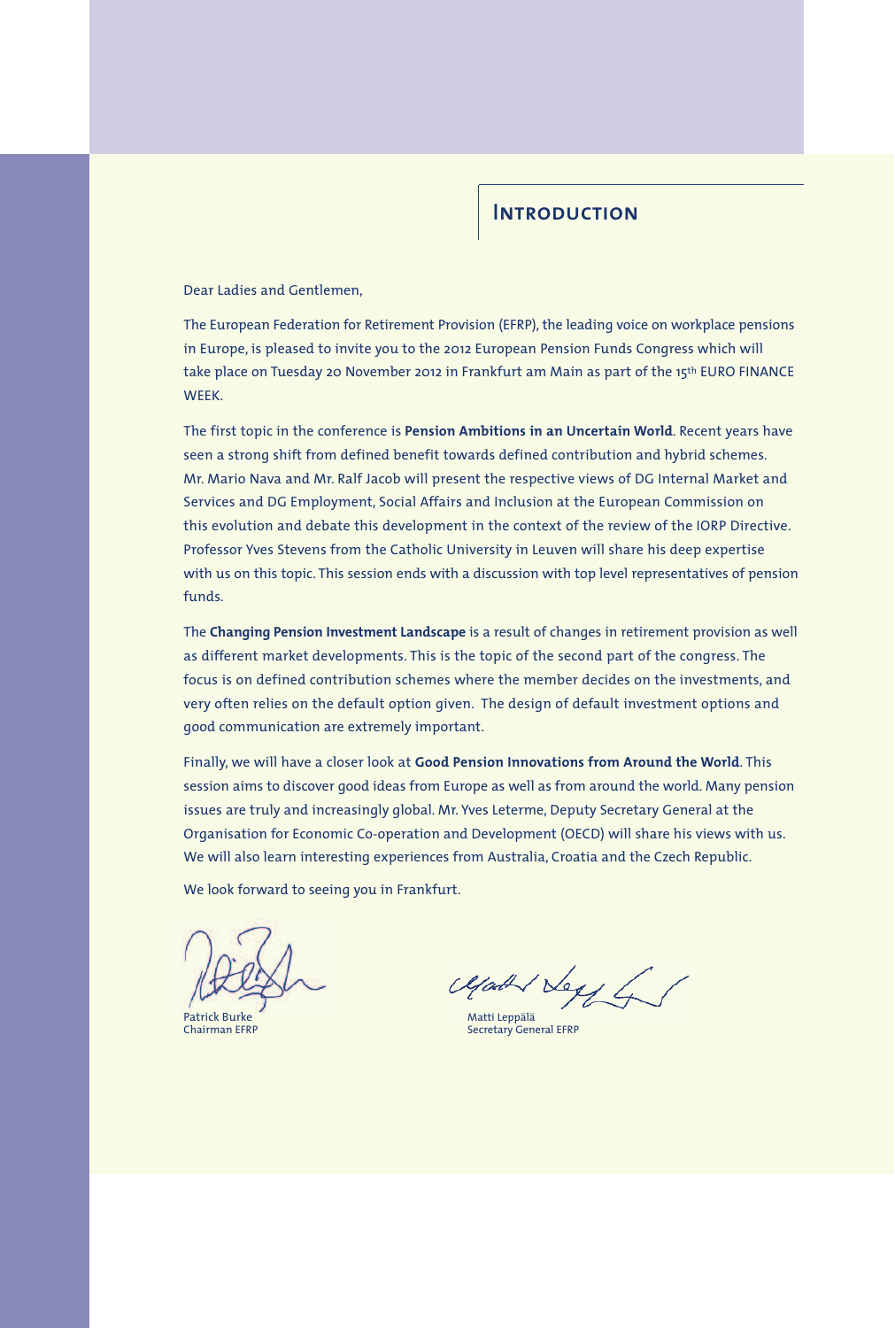# Introduction

Dear Ladies and Gentlemen,

The European Federation for Retirement Provision (EFRP), the leading voice on workplace pensions in Europe, is pleased to invite you to the 2012 European Pension Funds Congress which will take place on Tuesday 20 November 2012 in Frankfurt am Main as part of the 15th EURO FINANCE WEEK.

The first topic in the conference is **Pension Ambitions in an Uncertain World**. Recent years have seen a strong shift from defined benefit towards defined contribution and hybrid schemes. Mr. Mario Nava and Mr. Ralf Jacob will present the respective views of DG Internal Market and Services and DG Employment, Social Affairs and Inclusion at the European Commission on this evolution and debate this development in the context of the review of the IORP Directive. Professor Yves Stevens from the Catholic University in Leuven will share his deep expertise with us on this topic. This session ends with a discussion with top level representatives of pension funds.

The **Changing Pension Investment Landscape** is a result of changes in retirement provision as well as different market developments. This is the topic of the second part of the congress. The focus is on defined contribution schemes where the member decides on the investments, and very often relies on the default option given. The design of default investment options and good communication are extremely important.

Finally, we will have a closer look at **Good Pension Innovations from Around the World**. This session aims to discover good ideas from Europe as well as from around the world. Many pension issues are truly and increasingly global. Mr. Yves Leterme, Deputy Secretary General at the Organisation for Economic Co-operation and Development (OECD) will share his views with us. We will also learn interesting experiences from Australia, Croatia and the Czech Republic.

We look forward to seeing you in Frankfurt.

Patrick Burke
Chairman EFRP

Matti Leppälä
Secretary General EFRP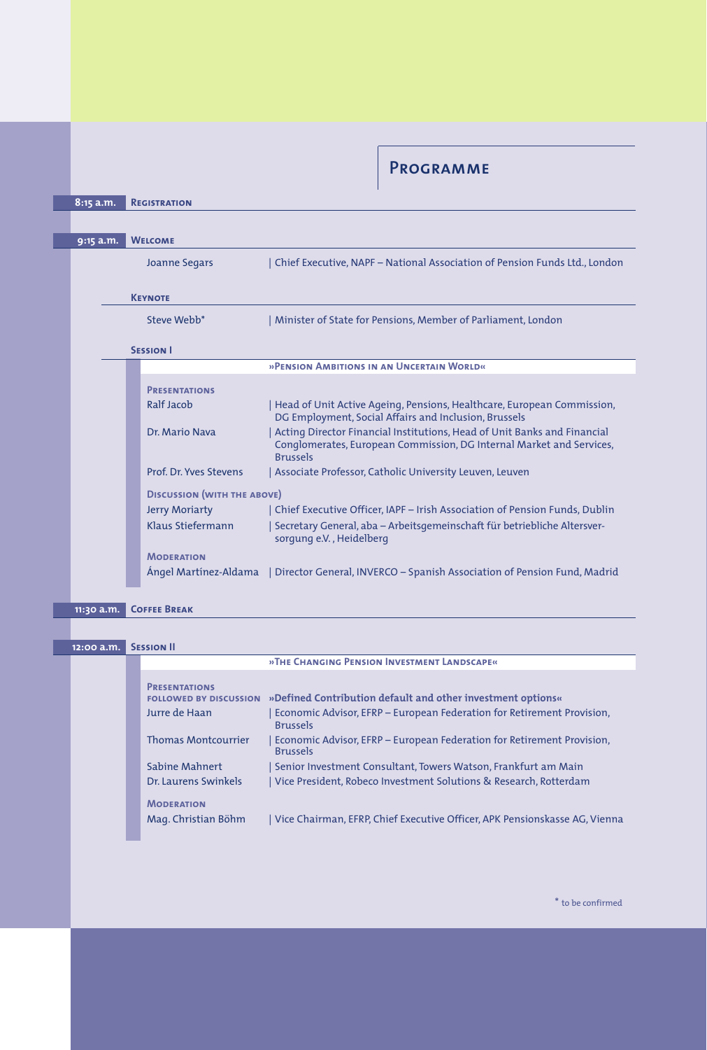# Programme

**8:15 a.m.** **Registration**

**9:15 a.m.** **Welcome**

Joanne Segars | Chief Executive, NAPF – National Association of Pension Funds Ltd., London

**Keynote**

Steve Webb* | Minister of State for Pensions, Member of Parliament, London

**Session I**

**»Pension Ambitions in an Uncertain World«**

**Presentations**

Ralf Jacob | Head of Unit Active Ageing, Pensions, Healthcare, European Commission, DG Employment, Social Affairs and Inclusion, Brussels

Dr. Mario Nava | Acting Director Financial Institutions, Head of Unit Banks and Financial Conglomerates, European Commission, DG Internal Market and Services, Brussels

Prof. Dr. Yves Stevens | Associate Professor, Catholic University Leuven, Leuven

**Discussion (with the above)**

Jerry Moriarty | Chief Executive Officer, IAPF – Irish Association of Pension Funds, Dublin

Klaus Stiefermann | Secretary General, aba – Arbeitsgemeinschaft für betriebliche Altersversorgung e.V., Heidelberg

**Moderation**

Ángel Martínez-Aldama | Director General, INVERCO – Spanish Association of Pension Fund, Madrid

**11:30 a.m.** **Coffee Break**

**12:00 a.m.** **Session II**

**»The Changing Pension Investment Landscape«**

**Presentations followed by discussion** **»Defined Contribution default and other investment options«**

Jurre de Haan | Economic Advisor, EFRP – European Federation for Retirement Provision, Brussels

Thomas Montcourrier | Economic Advisor, EFRP – European Federation for Retirement Provision, Brussels

Sabine Mahnert | Senior Investment Consultant, Towers Watson, Frankfurt am Main

Dr. Laurens Swinkels | Vice President, Robeco Investment Solutions & Research, Rotterdam

**Moderation**

Mag. Christian Böhm | Vice Chairman, EFRP, Chief Executive Officer, APK Pensionskasse AG, Vienna

\* to be confirmed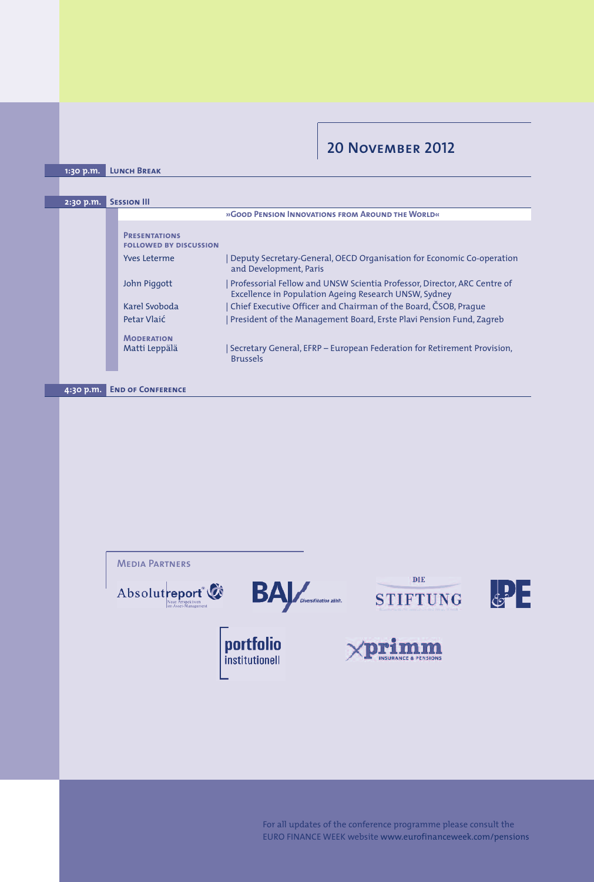## 20 November 2012

**1:30 p.m.** **Lunch Break**

**2:30 p.m.** **Session III**

**»Good Pension Innovations from Around the World«**

**Presentations followed by discussion**

| | |
|---|---|
| Yves Leterme | Deputy Secretary-General, OECD Organisation for Economic Co-operation and Development, Paris |
| John Piggott | Professorial Fellow and UNSW Scientia Professor, Director, ARC Centre of Excellence in Population Ageing Research UNSW, Sydney |
| Karel Svoboda | Chief Executive Officer and Chairman of the Board, ČSOB, Prague |
| Petar Vlaić | President of the Management Board, Erste Plavi Pension Fund, Zagreb |

**Moderation**

| | |
|---|---|
| Matti Leppälä | Secretary General, EFRP – European Federation for Retirement Provision, Brussels |

**4:30 p.m.** **End of Conference**

### Media Partners

Absolutreport – Neue Perspektiven im Asset-Management

BAI – Diversifikation zählt.

Die Stiftung

IPE

portfolio institutionell

xprimm – Insurance & Pensions

For all updates of the conference programme please consult the EURO FINANCE WEEK website www.eurofinanceweek.com/pensions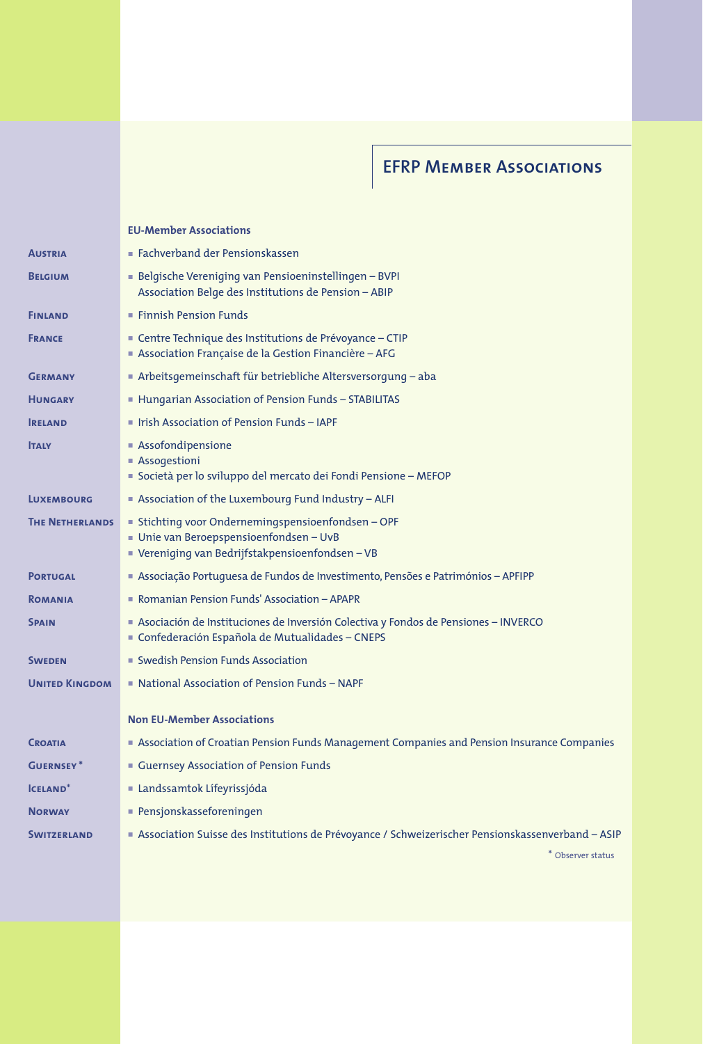## EFRP Member Associations

### EU-Member Associations

| Country | Associations |
|---|---|
| **Austria** | ▪ Fachverband der Pensionskassen |
| **Belgium** | ▪ Belgische Vereniging van Pensioeninstellingen – BVPI<br>Association Belge des Institutions de Pension – ABIP |
| **Finland** | ▪ Finnish Pension Funds |
| **France** | ▪ Centre Technique des Institutions de Prévoyance – CTIP<br>▪ Association Française de la Gestion Financière – AFG |
| **Germany** | ▪ Arbeitsgemeinschaft für betriebliche Altersversorgung – aba |
| **Hungary** | ▪ Hungarian Association of Pension Funds – STABILITAS |
| **Ireland** | ▪ Irish Association of Pension Funds – IAPF |
| **Italy** | ▪ Assofondipensione<br>▪ Assogestioni<br>▪ Società per lo sviluppo del mercato dei Fondi Pensione – MEFOP |
| **Luxembourg** | ▪ Association of the Luxembourg Fund Industry – ALFI |
| **The Netherlands** | ▪ Stichting voor Ondernemingspensioenfondsen – OPF<br>▪ Unie van Beroepspensioenfondsen – UvB<br>▪ Vereniging van Bedrijfstakpensioenfondsen – VB |
| **Portugal** | ▪ Associação Portuguesa de Fundos de Investimento, Pensões e Patrimónios – APFIPP |
| **Romania** | ▪ Romanian Pension Funds' Association – APAPR |
| **Spain** | ▪ Asociación de Instituciones de Inversión Colectiva y Fondos de Pensiones – INVERCO<br>▪ Confederación Española de Mutualidades – CNEPS |
| **Sweden** | ▪ Swedish Pension Funds Association |
| **United Kingdom** | ▪ National Association of Pension Funds – NAPF |

### Non EU-Member Associations

| Country | Associations |
|---|---|
| **Croatia** | ▪ Association of Croatian Pension Funds Management Companies and Pension Insurance Companies |
| **Guernsey*** | ▪ Guernsey Association of Pension Funds |
| **Iceland*** | ▪ Landssamtok Lifeyrissjóda |
| **Norway** | ▪ Pensjonskasseforeningen |
| **Switzerland** | ▪ Association Suisse des Institutions de Prévoyance / Schweizerischer Pensionskassenverband – ASIP |

* Observer status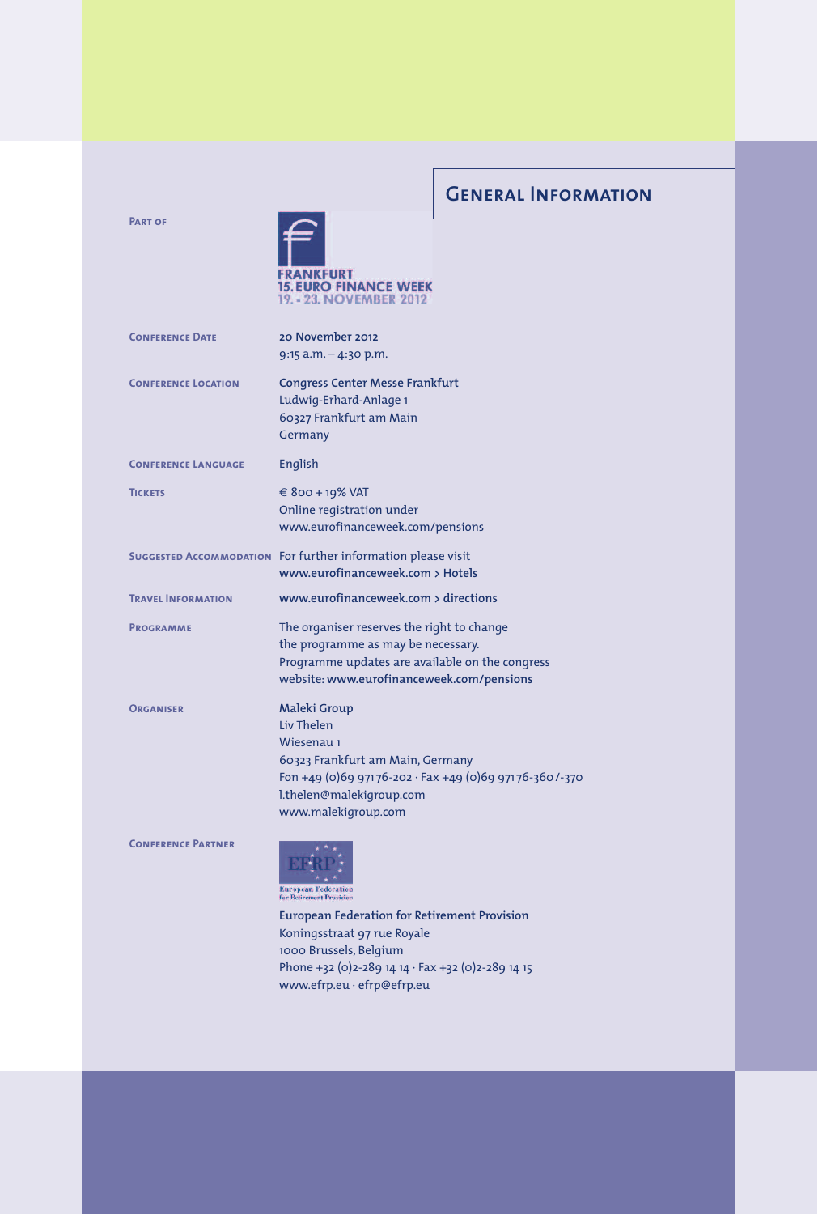## General Information

**Part of**

FRANKFURT
15. EURO FINANCE WEEK
19. - 23. NOVEMBER 2012

| | |
|---|---|
| **Conference Date** | **20 November 2012**<br>9:15 a.m. – 4:30 p.m. |
| **Conference Location** | **Congress Center Messe Frankfurt**<br>Ludwig-Erhard-Anlage 1<br>60327 Frankfurt am Main<br>Germany |
| **Conference Language** | English |
| **Tickets** | € 800 + 19% VAT<br>Online registration under<br>www.eurofinanceweek.com/pensions |
| **Suggested Accommodation** | For further information please visit<br>**www.eurofinanceweek.com > Hotels** |
| **Travel Information** | **www.eurofinanceweek.com > directions** |
| **Programme** | The organiser reserves the right to change the programme as may be necessary.<br>Programme updates are available on the congress website: **www.eurofinanceweek.com/pensions** |
| **Organiser** | **Maleki Group**<br>Liv Thelen<br>Wiesenau 1<br>60323 Frankfurt am Main, Germany<br>Fon +49 (0)69 97176-202 · Fax +49 (0)69 97176-360/-370<br>l.thelen@malekigroup.com<br>www.malekigroup.com |
| **Conference Partner** | EFRP<br>European Federation for Retirement Provision<br><br>**European Federation for Retirement Provision**<br>Koningsstraat 97 rue Royale<br>1000 Brussels, Belgium<br>Phone +32 (0)2-289 14 14 · Fax +32 (0)2-289 14 15<br>www.efrp.eu · efrp@efrp.eu |